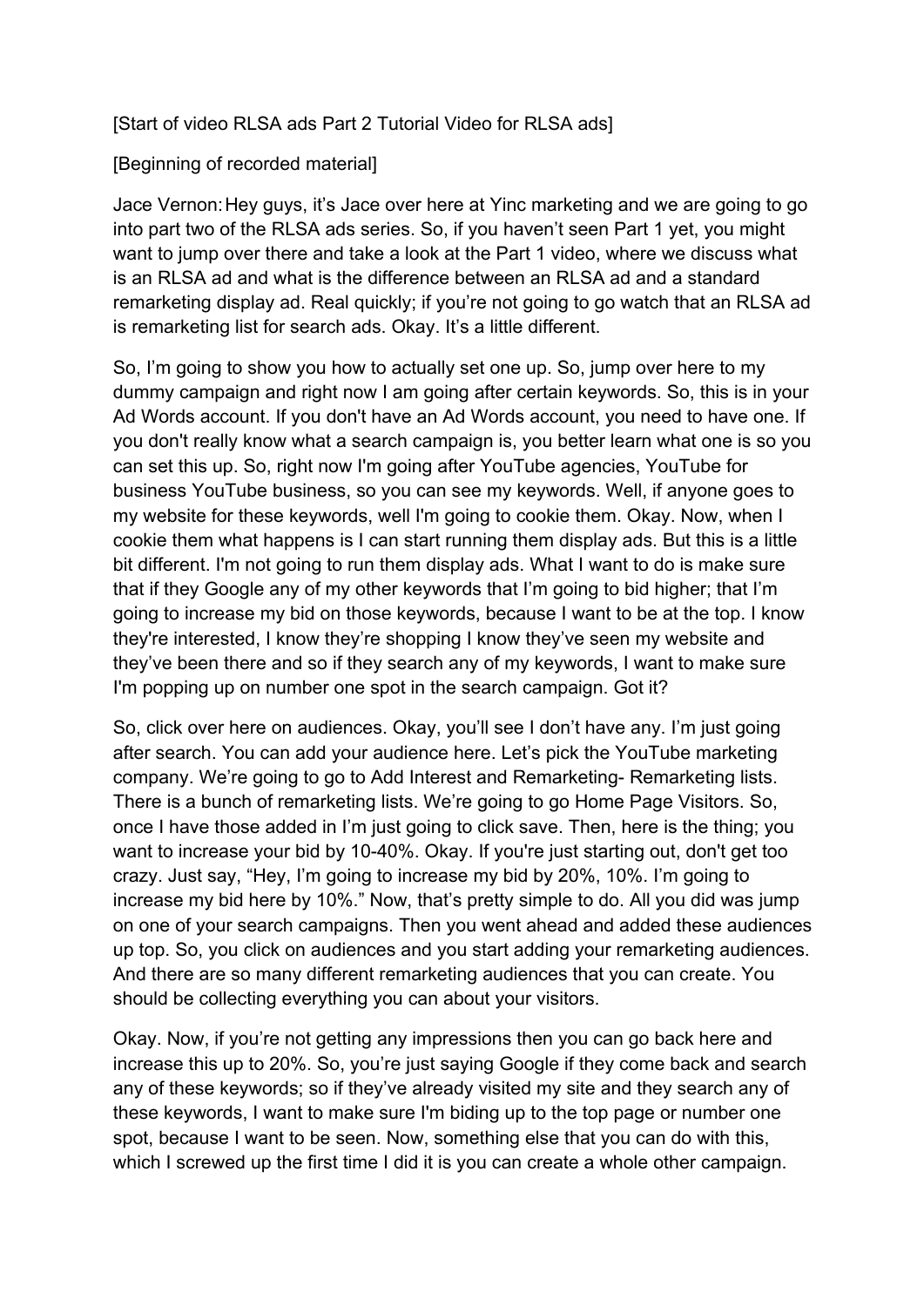[Start of video RLSA ads Part 2 Tutorial Video for RLSA ads]

[Beginning of recorded material]

Jace Vernon: Hey guys, it's Jace over here at Yinc marketing and we are going to go into part two of the RLSA ads series. So, if you haven't seen Part 1 yet, you might want to jump over there and take a look at the Part 1 video, where we discuss what is an RLSA ad and what is the difference between an RLSA ad and a standard remarketing display ad. Real quickly; if you're not going to go watch that an RLSA ad is remarketing list for search ads. Okay. It's a little different.

So, I'm going to show you how to actually set one up. So, jump over here to my dummy campaign and right now I am going after certain keywords. So, this is in your Ad Words account. If you don't have an Ad Words account, you need to have one. If you don't really know what a search campaign is, you better learn what one is so you can set this up. So, right now I'm going after YouTube agencies, YouTube for business YouTube business, so you can see my keywords. Well, if anyone goes to my website for these keywords, well I'm going to cookie them. Okay. Now, when I cookie them what happens is I can start running them display ads. But this is a little bit different. I'm not going to run them display ads. What I want to do is make sure that if they Google any of my other keywords that I'm going to bid higher; that I'm going to increase my bid on those keywords, because I want to be at the top. I know they're interested, I know they're shopping I know they've seen my website and they've been there and so if they search any of my keywords, I want to make sure I'm popping up on number one spot in the search campaign. Got it?

So, click over here on audiences. Okay, you'll see I don't have any. I'm just going after search. You can add your audience here. Let's pick the YouTube marketing company. We're going to go to Add Interest and Remarketing- Remarketing lists. There is a bunch of remarketing lists. We're going to go Home Page Visitors. So, once I have those added in I'm just going to click save. Then, here is the thing; you want to increase your bid by 10-40%. Okay. If you're just starting out, don't get too crazy. Just say, "Hey, I'm going to increase my bid by 20%, 10%. I'm going to increase my bid here by 10%." Now, that's pretty simple to do. All you did was jump on one of your search campaigns. Then you went ahead and added these audiences up top. So, you click on audiences and you start adding your remarketing audiences. And there are so many different remarketing audiences that you can create. You should be collecting everything you can about your visitors.

Okay. Now, if you're not getting any impressions then you can go back here and increase this up to 20%. So, you're just saying Google if they come back and search any of these keywords; so if they've already visited my site and they search any of these keywords, I want to make sure I'm biding up to the top page or number one spot, because I want to be seen. Now, something else that you can do with this, which I screwed up the first time I did it is you can create a whole other campaign.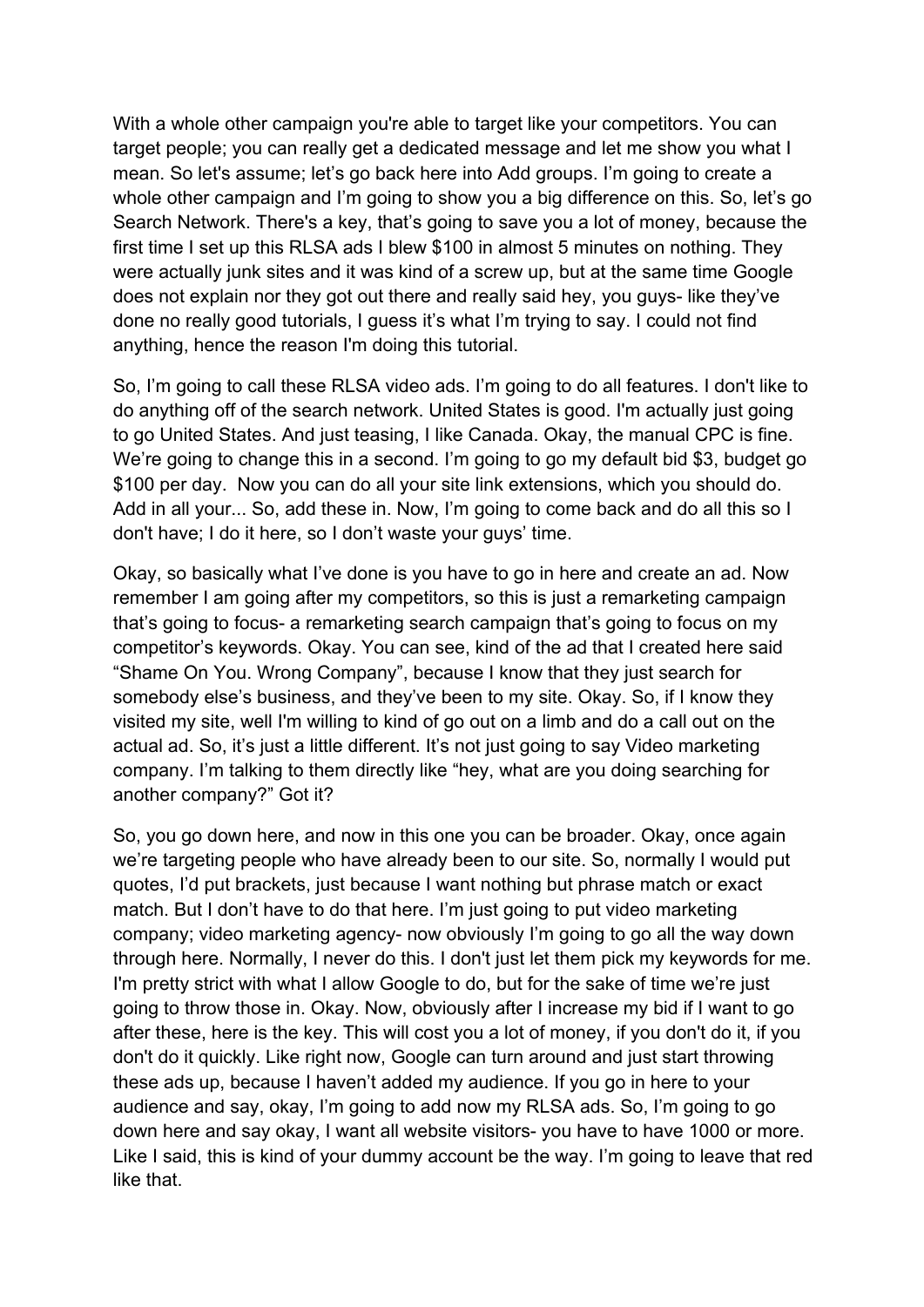With a whole other campaign you're able to target like your competitors. You can target people; you can really get a dedicated message and let me show you what I mean. So let's assume; let's go back here into Add groups. I'm going to create a whole other campaign and I'm going to show you a big difference on this. So, let's go Search Network. There's a key, that's going to save you a lot of money, because the first time I set up this RLSA ads I blew $100 in almost 5 minutes on nothing. They were actually junk sites and it was kind of a screw up, but at the same time Google does not explain nor they got out there and really said hey, you guys- like they've done no really good tutorials, I guess it's what I'm trying to say. I could not find anything, hence the reason I'm doing this tutorial.

So, I'm going to call these RLSA video ads. I'm going to do all features. I don't like to do anything off of the search network. United States is good. I'm actually just going to go United States. And just teasing, I like Canada. Okay, the manual CPC is fine. We're going to change this in a second. I'm going to go my default bid $3, budget go $100 per day. Now you can do all your site link extensions, which you should do. Add in all your... So, add these in. Now, I'm going to come back and do all this so I don't have; I do it here, so I don't waste your guys' time.

Okay, so basically what I've done is you have to go in here and create an ad. Now remember I am going after my competitors, so this is just a remarketing campaign that's going to focus- a remarketing search campaign that's going to focus on my competitor's keywords. Okay. You can see, kind of the ad that I created here said "Shame On You. Wrong Company", because I know that they just search for somebody else's business, and they've been to my site. Okay. So, if I know they visited my site, well I'm willing to kind of go out on a limb and do a call out on the actual ad. So, it's just a little different. It's not just going to say Video marketing company. I'm talking to them directly like "hey, what are you doing searching for another company?" Got it?

So, you go down here, and now in this one you can be broader. Okay, once again we're targeting people who have already been to our site. So, normally I would put quotes, I'd put brackets, just because I want nothing but phrase match or exact match. But I don't have to do that here. I'm just going to put video marketing company; video marketing agency- now obviously I'm going to go all the way down through here. Normally, I never do this. I don't just let them pick my keywords for me. I'm pretty strict with what I allow Google to do, but for the sake of time we're just going to throw those in. Okay. Now, obviously after I increase my bid if I want to go after these, here is the key. This will cost you a lot of money, if you don't do it, if you don't do it quickly. Like right now, Google can turn around and just start throwing these ads up, because I haven't added my audience. If you go in here to your audience and say, okay, I'm going to add now my RLSA ads. So, I'm going to go down here and say okay, I want all website visitors- you have to have 1000 or more. Like I said, this is kind of your dummy account be the way. I'm going to leave that red like that.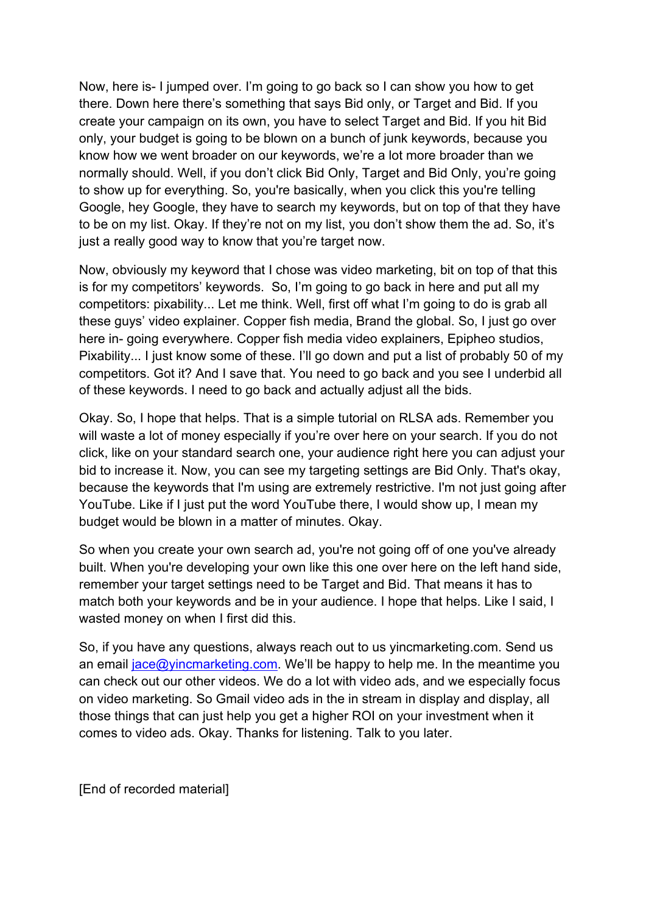Now, here is- I jumped over. I'm going to go back so I can show you how to get there. Down here there's something that says Bid only, or Target and Bid. If you create your campaign on its own, you have to select Target and Bid. If you hit Bid only, your budget is going to be blown on a bunch of junk keywords, because you know how we went broader on our keywords, we're a lot more broader than we normally should. Well, if you don't click Bid Only, Target and Bid Only, you're going to show up for everything. So, you're basically, when you click this you're telling Google, hey Google, they have to search my keywords, but on top of that they have to be on my list. Okay. If they're not on my list, you don't show them the ad. So, it's just a really good way to know that you're target now.

Now, obviously my keyword that I chose was video marketing, bit on top of that this is for my competitors' keywords. So, I'm going to go back in here and put all my competitors: pixability... Let me think. Well, first off what I'm going to do is grab all these guys' video explainer. Copper fish media, Brand the global. So, I just go over here in- going everywhere. Copper fish media video explainers, Epipheo studios, Pixability... I just know some of these. I'll go down and put a list of probably 50 of my competitors. Got it? And I save that. You need to go back and you see I underbid all of these keywords. I need to go back and actually adjust all the bids.

Okay. So, I hope that helps. That is a simple tutorial on RLSA ads. Remember you will waste a lot of money especially if you're over here on your search. If you do not click, like on your standard search one, your audience right here you can adjust your bid to increase it. Now, you can see my targeting settings are Bid Only. That's okay, because the keywords that I'm using are extremely restrictive. I'm not just going after YouTube. Like if I just put the word YouTube there, I would show up, I mean my budget would be blown in a matter of minutes. Okay.

So when you create your own search ad, you're not going off of one you've already built. When you're developing your own like this one over here on the left hand side, remember your target settings need to be Target and Bid. That means it has to match both your keywords and be in your audience. I hope that helps. Like I said, I wasted money on when I first did this.

So, if you have any questions, always reach out to us yincmarketing.com. Send us an email jace@yincmarketing.com. We'll be happy to help me. In the meantime you can check out our other videos. We do a lot with video ads, and we especially focus on video marketing. So Gmail video ads in the in stream in display and display, all those things that can just help you get a higher ROI on your investment when it comes to video ads. Okay. Thanks for listening. Talk to you later.

[End of recorded material]